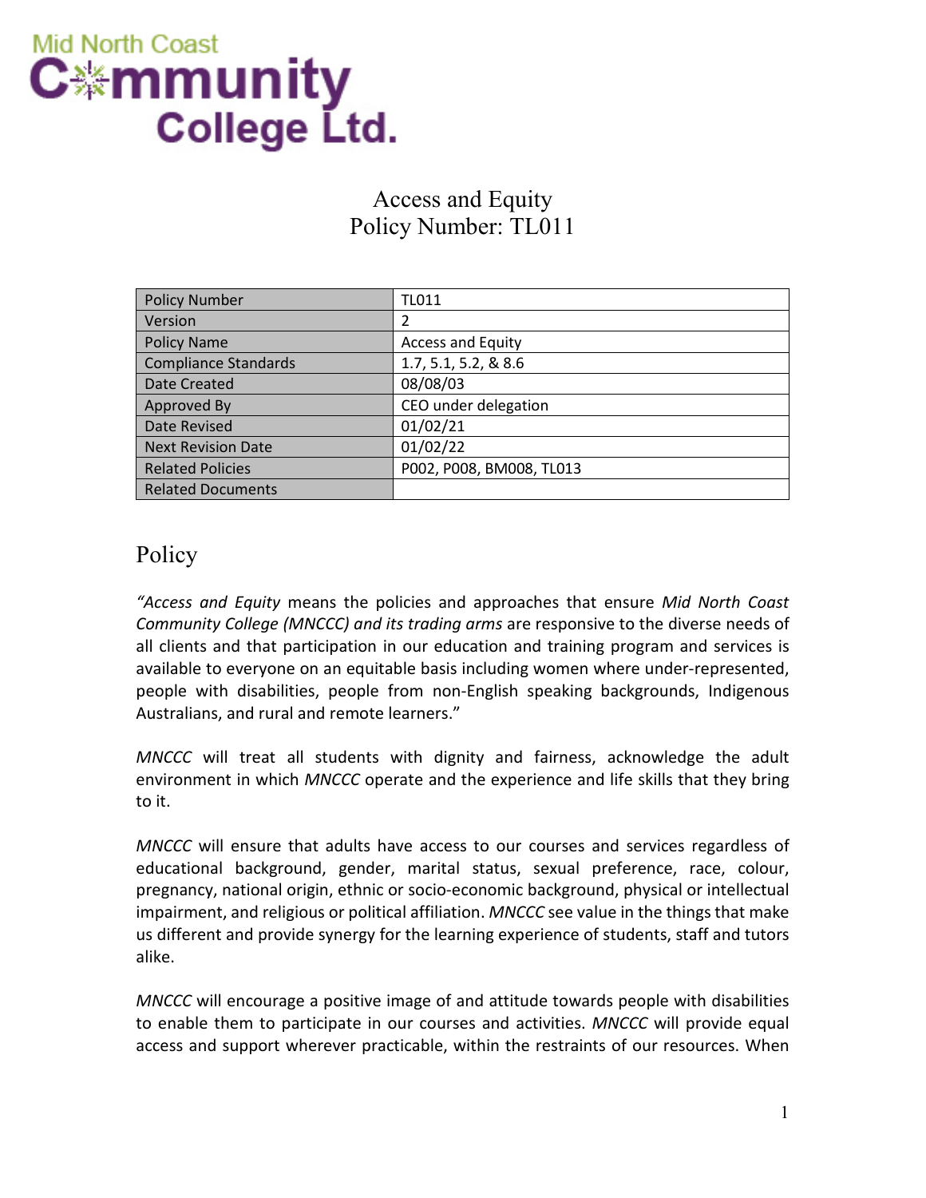Mid North Coast Community College Ltd.

# Access and Equity
# Policy Number: TL011

| Policy Number | TL011 |
|---|---|
| Version | 2 |
| Policy Name | Access and Equity |
| Compliance Standards | 1.7, 5.1, 5.2, & 8.6 |
| Date Created | 08/08/03 |
| Approved By | CEO under delegation |
| Date Revised | 01/02/21 |
| Next Revision Date | 01/02/22 |
| Related Policies | P002, P008, BM008, TL013 |
| Related Documents | |

## Policy

*"Access and Equity* means the policies and approaches that ensure *Mid North Coast Community College (MNCCC) and its trading arms* are responsive to the diverse needs of all clients and that participation in our education and training program and services is available to everyone on an equitable basis including women where under-represented, people with disabilities, people from non-English speaking backgrounds, Indigenous Australians, and rural and remote learners."

*MNCCC* will treat all students with dignity and fairness, acknowledge the adult environment in which *MNCCC* operate and the experience and life skills that they bring to it.

*MNCCC* will ensure that adults have access to our courses and services regardless of educational background, gender, marital status, sexual preference, race, colour, pregnancy, national origin, ethnic or socio-economic background, physical or intellectual impairment, and religious or political affiliation. *MNCCC* see value in the things that make us different and provide synergy for the learning experience of students, staff and tutors alike.

*MNCCC* will encourage a positive image of and attitude towards people with disabilities to enable them to participate in our courses and activities. *MNCCC* will provide equal access and support wherever practicable, within the restraints of our resources. When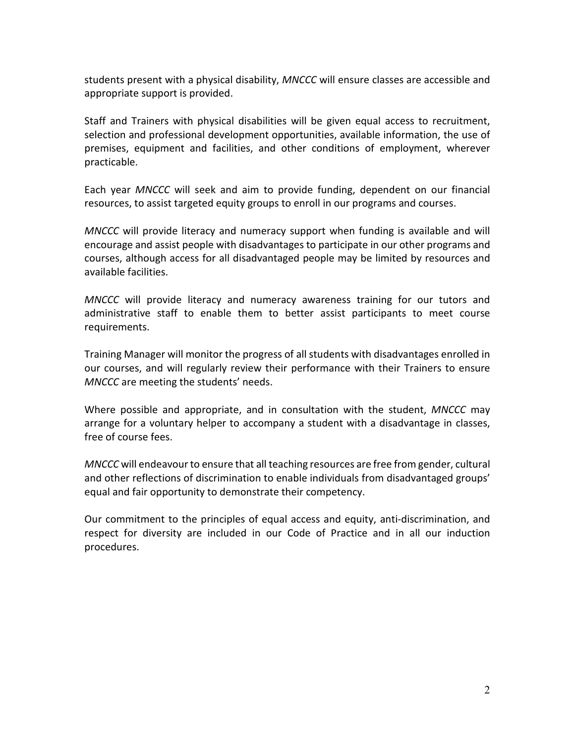students present with a physical disability, *MNCCC* will ensure classes are accessible and appropriate support is provided.

Staff and Trainers with physical disabilities will be given equal access to recruitment, selection and professional development opportunities, available information, the use of premises, equipment and facilities, and other conditions of employment, wherever practicable.

Each year *MNCCC* will seek and aim to provide funding, dependent on our financial resources, to assist targeted equity groups to enroll in our programs and courses.

*MNCCC* will provide literacy and numeracy support when funding is available and will encourage and assist people with disadvantages to participate in our other programs and courses, although access for all disadvantaged people may be limited by resources and available facilities.

*MNCCC* will provide literacy and numeracy awareness training for our tutors and administrative staff to enable them to better assist participants to meet course requirements.

Training Manager will monitor the progress of all students with disadvantages enrolled in our courses, and will regularly review their performance with their Trainers to ensure *MNCCC* are meeting the students' needs.

Where possible and appropriate, and in consultation with the student, *MNCCC* may arrange for a voluntary helper to accompany a student with a disadvantage in classes, free of course fees.

*MNCCC* will endeavour to ensure that all teaching resources are free from gender, cultural and other reflections of discrimination to enable individuals from disadvantaged groups' equal and fair opportunity to demonstrate their competency.

Our commitment to the principles of equal access and equity, anti-discrimination, and respect for diversity are included in our Code of Practice and in all our induction procedures.